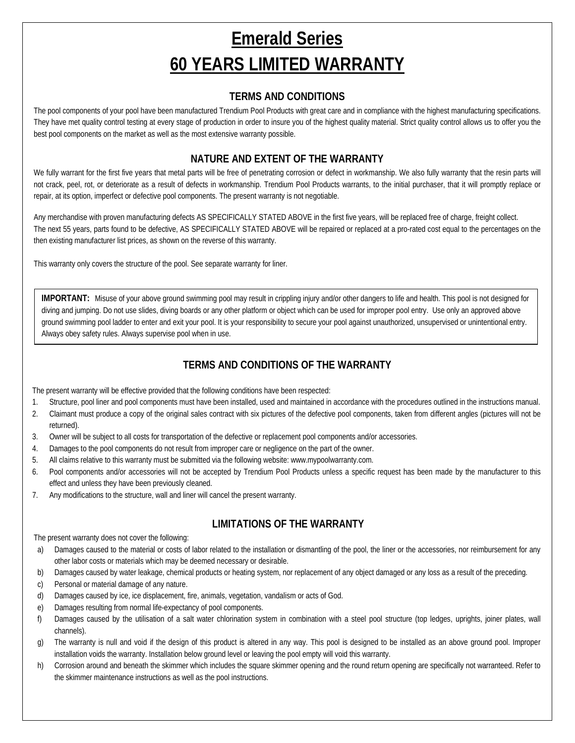# Emerald Series
# 60 YEARS LIMITED WARRANTY

## TERMS AND CONDITIONS

The pool components of your pool have been manufactured Trendium Pool Products with great care and in compliance with the highest manufacturing specifications. They have met quality control testing at every stage of production in order to insure you of the highest quality material. Strict quality control allows us to offer you the best pool components on the market as well as the most extensive warranty possible.

## NATURE AND EXTENT OF THE WARRANTY

We fully warrant for the first five years that metal parts will be free of penetrating corrosion or defect in workmanship. We also fully warranty that the resin parts will not crack, peel, rot, or deteriorate as a result of defects in workmanship. Trendium Pool Products warrants, to the initial purchaser, that it will promptly replace or repair, at its option, imperfect or defective pool components. The present warranty is not negotiable.

Any merchandise with proven manufacturing defects AS SPECIFICALLY STATED ABOVE in the first five years, will be replaced free of charge, freight collect.
The next 55 years, parts found to be defective, AS SPECIFICALLY STATED ABOVE will be repaired or replaced at a pro-rated cost equal to the percentages on the then existing manufacturer list prices, as shown on the reverse of this warranty.

This warranty only covers the structure of the pool. See separate warranty for liner.

**IMPORTANT:** Misuse of your above ground swimming pool may result in crippling injury and/or other dangers to life and health. This pool is not designed for diving and jumping. Do not use slides, diving boards or any other platform or object which can be used for improper pool entry. Use only an approved above ground swimming pool ladder to enter and exit your pool. It is your responsibility to secure your pool against unauthorized, unsupervised or unintentional entry. Always obey safety rules. Always supervise pool when in use.

## TERMS AND CONDITIONS OF THE WARRANTY

The present warranty will be effective provided that the following conditions have been respected:

1. Structure, pool liner and pool components must have been installed, used and maintained in accordance with the procedures outlined in the instructions manual.
2. Claimant must produce a copy of the original sales contract with six pictures of the defective pool components, taken from different angles (pictures will not be returned).
3. Owner will be subject to all costs for transportation of the defective or replacement pool components and/or accessories.
4. Damages to the pool components do not result from improper care or negligence on the part of the owner.
5. All claims relative to this warranty must be submitted via the following website: www.mypoolwarranty.com.
6. Pool components and/or accessories will not be accepted by Trendium Pool Products unless a specific request has been made by the manufacturer to this effect and unless they have been previously cleaned.
7. Any modifications to the structure, wall and liner will cancel the present warranty.

## LIMITATIONS OF THE WARRANTY

The present warranty does not cover the following:

a) Damages caused to the material or costs of labor related to the installation or dismantling of the pool, the liner or the accessories, nor reimbursement for any other labor costs or materials which may be deemed necessary or desirable.
b) Damages caused by water leakage, chemical products or heating system, nor replacement of any object damaged or any loss as a result of the preceding.
c) Personal or material damage of any nature.
d) Damages caused by ice, ice displacement, fire, animals, vegetation, vandalism or acts of God.
e) Damages resulting from normal life-expectancy of pool components.
f) Damages caused by the utilisation of a salt water chlorination system in combination with a steel pool structure (top ledges, uprights, joiner plates, wall channels).
g) The warranty is null and void if the design of this product is altered in any way. This pool is designed to be installed as an above ground pool. Improper installation voids the warranty. Installation below ground level or leaving the pool empty will void this warranty.
h) Corrosion around and beneath the skimmer which includes the square skimmer opening and the round return opening are specifically not warranteed. Refer to the skimmer maintenance instructions as well as the pool instructions.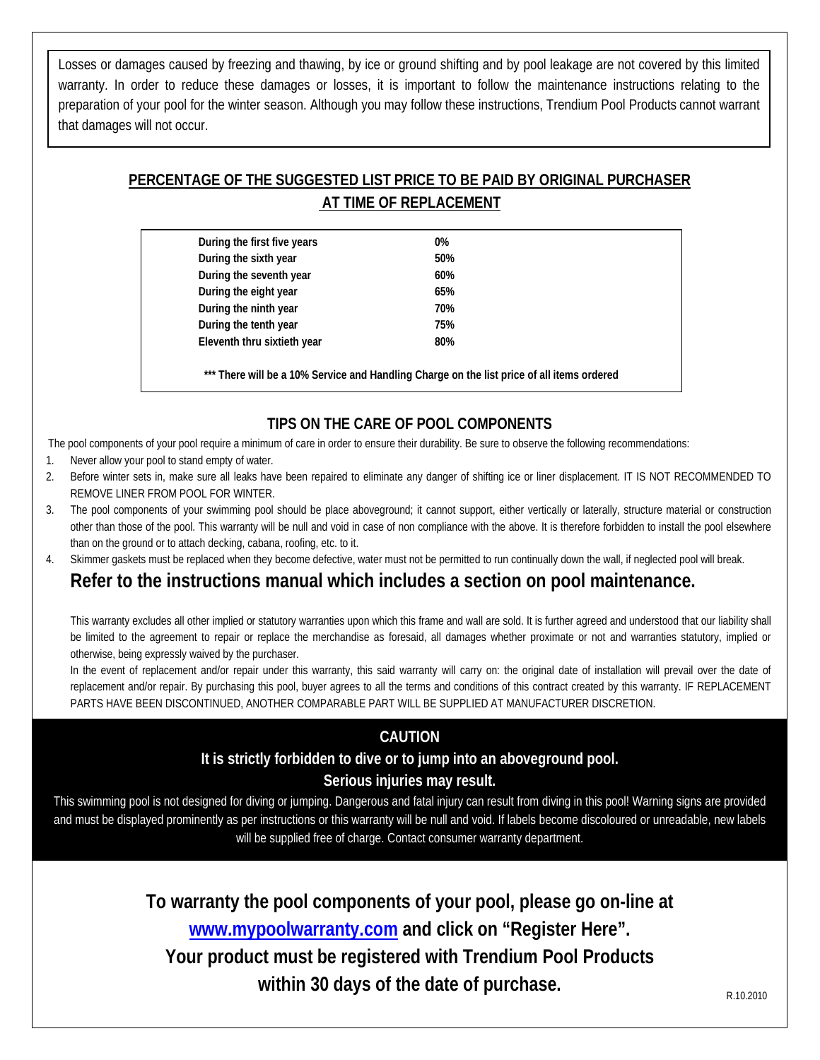Losses or damages caused by freezing and thawing, by ice or ground shifting and by pool leakage are not covered by this limited warranty. In order to reduce these damages or losses, it is important to follow the maintenance instructions relating to the preparation of your pool for the winter season. Although you may follow these instructions, Trendium Pool Products cannot warrant that damages will not occur.

## PERCENTAGE OF THE SUGGESTED LIST PRICE TO BE PAID BY ORIGINAL PURCHASER AT TIME OF REPLACEMENT

| | |
|---|---|
| **During the first five years** | **0%** |
| **During the sixth year** | **50%** |
| **During the seventh year** | **60%** |
| **During the eight year** | **65%** |
| **During the ninth year** | **70%** |
| **During the tenth year** | **75%** |
| **Eleventh thru sixtieth year** | **80%** |

**\*\*\* There will be a 10% Service and Handling Charge on the list price of all items ordered**

## TIPS ON THE CARE OF POOL COMPONENTS

The pool components of your pool require a minimum of care in order to ensure their durability. Be sure to observe the following recommendations:

1. Never allow your pool to stand empty of water.
2. Before winter sets in, make sure all leaks have been repaired to eliminate any danger of shifting ice or liner displacement. IT IS NOT RECOMMENDED TO REMOVE LINER FROM POOL FOR WINTER.
3. The pool components of your swimming pool should be place aboveground; it cannot support, either vertically or laterally, structure material or construction other than those of the pool. This warranty will be null and void in case of non compliance with the above. It is therefore forbidden to install the pool elsewhere than on the ground or to attach decking, cabana, roofing, etc. to it.
4. Skimmer gaskets must be replaced when they become defective, water must not be permitted to run continually down the wall, if neglected pool will break.

# Refer to the instructions manual which includes a section on pool maintenance.

This warranty excludes all other implied or statutory warranties upon which this frame and wall are sold. It is further agreed and understood that our liability shall be limited to the agreement to repair or replace the merchandise as foresaid, all damages whether proximate or not and warranties statutory, implied or otherwise, being expressly waived by the purchaser.

In the event of replacement and/or repair under this warranty, this said warranty will carry on: the original date of installation will prevail over the date of replacement and/or repair. By purchasing this pool, buyer agrees to all the terms and conditions of this contract created by this warranty. IF REPLACEMENT PARTS HAVE BEEN DISCONTINUED, ANOTHER COMPARABLE PART WILL BE SUPPLIED AT MANUFACTURER DISCRETION.

## CAUTION

**It is strictly forbidden to dive or to jump into an aboveground pool.**

**Serious injuries may result.**

This swimming pool is not designed for diving or jumping. Dangerous and fatal injury can result from diving in this pool! Warning signs are provided and must be displayed prominently as per instructions or this warranty will be null and void. If labels become discoloured or unreadable, new labels will be supplied free of charge. Contact consumer warranty department.

**To warranty the pool components of your pool, please go on-line at www.mypoolwarranty.com and click on "Register Here". Your product must be registered with Trendium Pool Products within 30 days of the date of purchase.**

R.10.2010